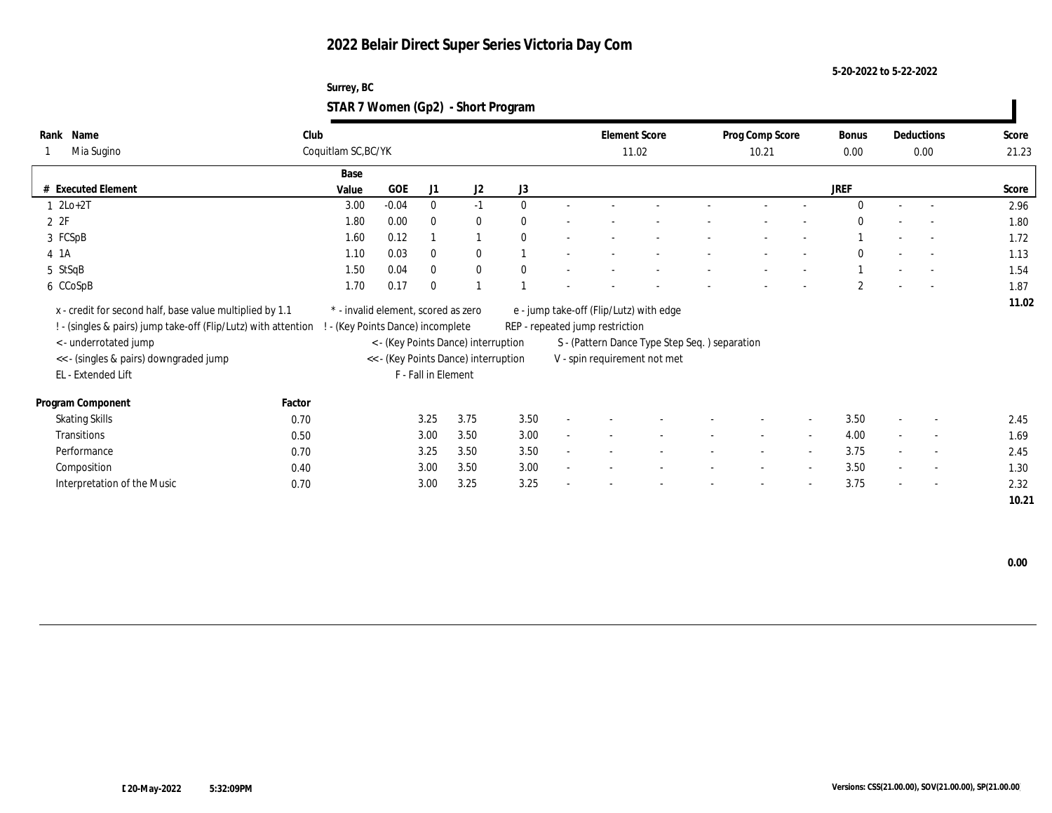# 2022 Belair Direct Super Series Victoria Day Com

5-20-2022 to 5-22-2022

Surrey, BC

## STAR 7 Women (Gp2) - Short Program

| Rank | Name | Club | Element Score | Prog Comp Score | Bonus | Deductions | Score |
|---|---|---|---|---|---|---|---|
| 1 | Mia Sugino | Coquitlam SC,BC/YK | 11.02 | 10.21 | 0.00 | 0.00 | 21.23 |

| # | Executed Element | Base Value | GOE | J1 | J2 | J3 | | | | | | | | | JREF | | | Score |
|---|---|---|---|---|---|---|---|---|---|---|---|---|---|---|---|---|---|---|
| 1 | 2Lo+2T | 3.00 | -0.04 | 0 | -1 | 0 | - | - | - | - | - | - | 0 | - | - | 2.96 |
| 2 | 2F | 1.80 | 0.00 | 0 | 0 | 0 | - | - | - | - | - | - | 0 | - | - | 1.80 |
| 3 | FCSpB | 1.60 | 0.12 | 1 | 1 | 0 | - | - | - | - | - | - | 1 | - | - | 1.72 |
| 4 | 1A | 1.10 | 0.03 | 0 | 0 | 1 | - | - | - | - | - | - | 0 | - | - | 1.13 |
| 5 | StSqB | 1.50 | 0.04 | 0 | 0 | 0 | - | - | - | - | - | - | 1 | - | - | 1.54 |
| 6 | CCoSpB | 1.70 | 0.17 | 0 | 1 | 1 | - | - | - | - | - | - | 2 | - | - | 1.87 |
| | | | | | | | | | | | | | | | | 11.02 |

x - credit for second half, base value multiplied by 1.1
! - (singles & pairs) jump take-off (Flip/Lutz) with attention
< - underrotated jump
<< - (singles & pairs) downgraded jump
EL - Extended Lift
\* - invalid element, scored as zero
! - (Key Points Dance) incomplete
< - (Key Points Dance) interruption
<< - (Key Points Dance) interruption
F - Fall in Element
e - jump take-off (Flip/Lutz) with edge
REP - repeated jump restriction
S - (Pattern Dance Type Step Seq. ) separation
V - spin requirement not met

| Program Component | Factor | J1 | J2 | J3 | | | | | | | JREF | | | Score |
|---|---|---|---|---|---|---|---|---|---|---|---|---|---|---|
| Skating Skills | 0.70 | 3.25 | 3.75 | 3.50 | - | - | - | - | - | - | 3.50 | - | - | 2.45 |
| Transitions | 0.50 | 3.00 | 3.50 | 3.00 | - | - | - | - | - | - | 4.00 | - | - | 1.69 |
| Performance | 0.70 | 3.25 | 3.50 | 3.50 | - | - | - | - | - | - | 3.75 | - | - | 2.45 |
| Composition | 0.40 | 3.00 | 3.50 | 3.00 | - | - | - | - | - | - | 3.50 | - | - | 1.30 |
| Interpretation of the Music | 0.70 | 3.00 | 3.25 | 3.25 | - | - | - | - | - | - | 3.75 | - | - | 2.32 |
| | | | | | | | | | | | | | | 10.21 |

0.00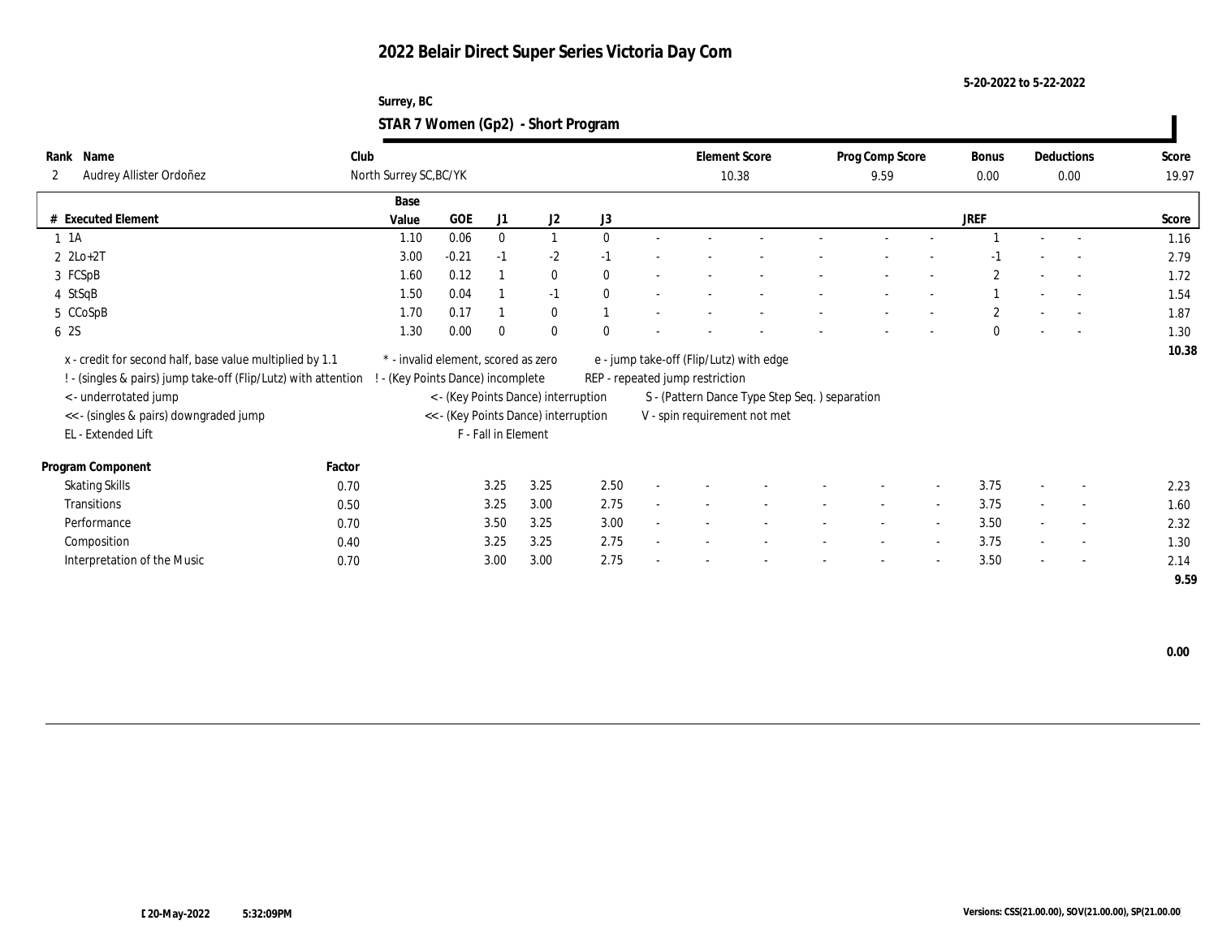# 2022 Belair Direct Super Series Victoria Day Com

5-20-2022 to 5-22-2022

Surrey, BC

## STAR 7 Women (Gp2) - Short Program

| Rank | Name | Club | Element Score | Prog Comp Score | Bonus | Deductions | Score |
|---|---|---|---|---|---|---|---|
| 2 | Audrey Allister Ordoñez | North Surrey SC,BC/YK | 10.38 | 9.59 | 0.00 | 0.00 | 19.97 |

| # | Executed Element | Base Value | GOE | J1 | J2 | J3 | | | | | | | | | JREF | | | Score |
|---|---|---|---|---|---|---|---|---|---|---|---|---|---|---|---|---|---|---|
| 1 | 1A | 1.10 | 0.06 | 0 | 1 | 0 | - | - | - | - | - | - | - | - | 1 | - | - | 1.16 |
| 2 | 2Lo+2T | 3.00 | -0.21 | -1 | -2 | -1 | - | - | - | - | - | - | - | - | -1 | - | - | 2.79 |
| 3 | FCSpB | 1.60 | 0.12 | 1 | 0 | 0 | - | - | - | - | - | - | - | - | 2 | - | - | 1.72 |
| 4 | StSqB | 1.50 | 0.04 | 1 | -1 | 0 | - | - | - | - | - | - | - | - | 1 | - | - | 1.54 |
| 5 | CCoSpB | 1.70 | 0.17 | 1 | 0 | 1 | - | - | - | - | - | - | - | - | 2 | - | - | 1.87 |
| 6 | 2S | 1.30 | 0.00 | 0 | 0 | 0 | - | - | - | - | - | - | - | - | 0 | - | - | 1.30 |
| | | | | | | | | | | | | | | | | | | 10.38 |

x - credit for second half, base value multiplied by 1.1
! - (singles & pairs) jump take-off (Flip/Lutz) with attention
< - underrotated jump
<< - (singles & pairs) downgraded jump
EL - Extended Lift
\* - invalid element, scored as zero
! - (Key Points Dance) incomplete
< - (Key Points Dance) interruption
<< - (Key Points Dance) interruption
F - Fall in Element
e - jump take-off (Flip/Lutz) with edge
REP - repeated jump restriction
S - (Pattern Dance Type Step Seq. ) separation
V - spin requirement not met

| Program Component | Factor | J1 | J2 | J3 | | | | | | | | | JREF | | | Score |
|---|---|---|---|---|---|---|---|---|---|---|---|---|---|---|---|---|
| Skating Skills | 0.70 | 3.25 | 3.25 | 2.50 | - | - | - | - | - | - | - | - | 3.75 | - | - | 2.23 |
| Transitions | 0.50 | 3.25 | 3.00 | 2.75 | - | - | - | - | - | - | - | - | 3.75 | - | - | 1.60 |
| Performance | 0.70 | 3.50 | 3.25 | 3.00 | - | - | - | - | - | - | - | - | 3.50 | - | - | 2.32 |
| Composition | 0.40 | 3.25 | 3.25 | 2.75 | - | - | - | - | - | - | - | - | 3.75 | - | - | 1.30 |
| Interpretation of the Music | 0.70 | 3.00 | 3.00 | 2.75 | - | - | - | - | - | - | - | - | 3.50 | - | - | 2.14 |
| | | | | | | | | | | | | | | | | 9.59 |

0.00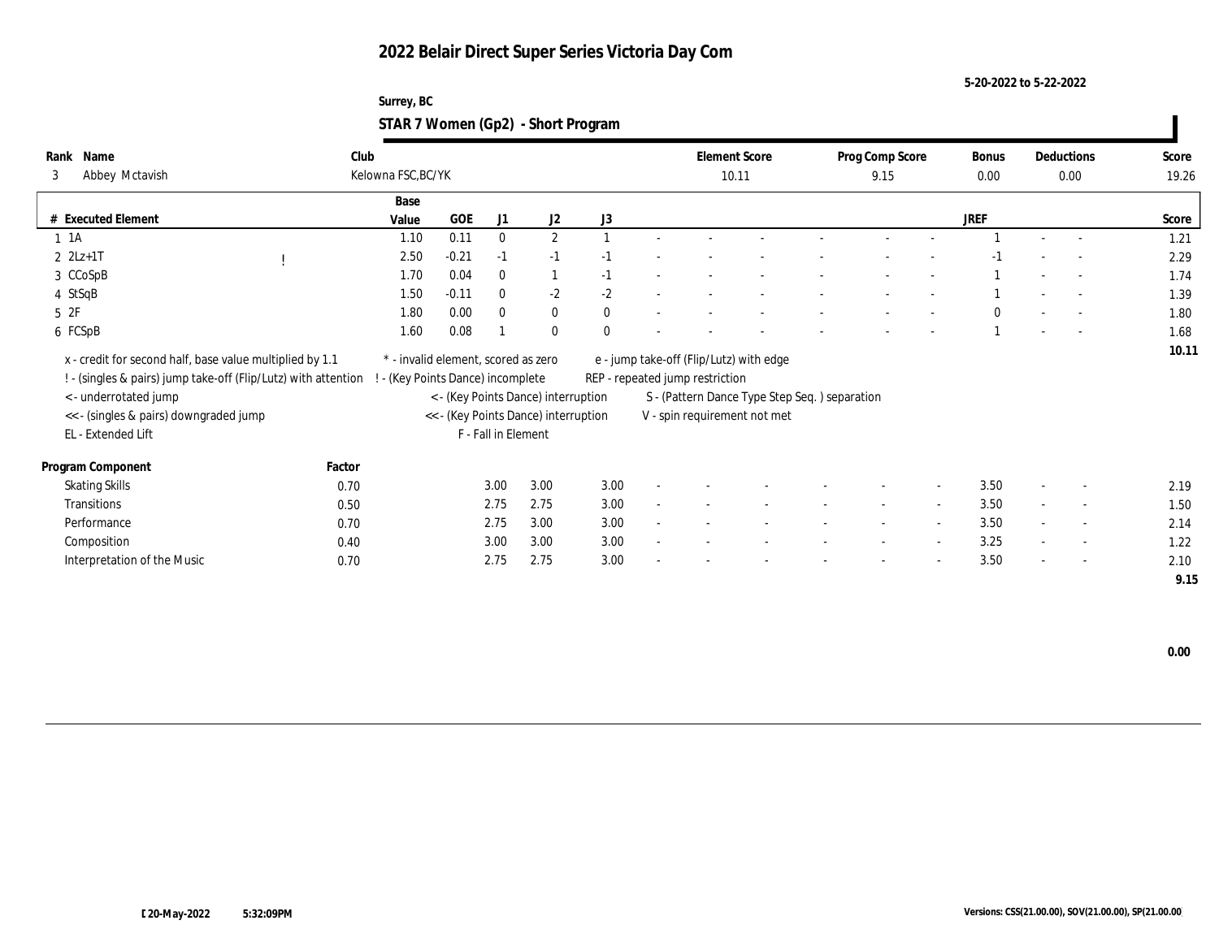# 2022 Belair Direct Super Series Victoria Day Com

5-20-2022 to 5-22-2022

Surrey, BC

## STAR 7 Women (Gp2) - Short Program

| Rank | Name | Club | Element Score | Prog Comp Score | Bonus | Deductions | Score |
|---|---|---|---|---|---|---|---|
| 3 | Abbey Mctavish | Kelowna FSC,BC/YK | 10.11 | 9.15 | 0.00 | 0.00 | 19.26 |

| # | Executed Element | | Base Value | GOE | J1 | J2 | J3 | | | | | | | | | JREF | | | Score |
|---|---|---|---|---|---|---|---|---|---|---|---|---|---|---|---|---|---|---|---|
| 1 | 1A | | 1.10 | 0.11 | 0 | 2 | 1 | - | - | - | - | - | - | - | | 1 | - | - | 1.21 |
| 2 | 2Lz+1T | ! | 2.50 | -0.21 | -1 | -1 | -1 | - | - | - | - | - | - | - | | -1 | - | - | 2.29 |
| 3 | CCoSpB | | 1.70 | 0.04 | 0 | 1 | -1 | - | - | - | - | - | - | - | | 1 | - | - | 1.74 |
| 4 | StSqB | | 1.50 | -0.11 | 0 | -2 | -2 | - | - | - | - | - | - | - | | 1 | - | - | 1.39 |
| 5 | 2F | | 1.80 | 0.00 | 0 | 0 | 0 | - | - | - | - | - | - | - | | 0 | - | - | 1.80 |
| 6 | FCSpB | | 1.60 | 0.08 | 1 | 0 | 0 | - | - | - | - | - | - | - | | 1 | - | - | 1.68 |
| | | | | | | | | | | | | | | | | | | | 10.11 |

x - credit for second half, base value multiplied by 1.1
! - (singles & pairs) jump take-off (Flip/Lutz) with attention
< - underrotated jump
<< - (singles & pairs) downgraded jump
EL - Extended Lift
\* - invalid element, scored as zero
! - (Key Points Dance) incomplete
< - (Key Points Dance) interruption
<< - (Key Points Dance) interruption
F - Fall in Element
e - jump take-off (Flip/Lutz) with edge
REP - repeated jump restriction
S - (Pattern Dance Type Step Seq. ) separation
V - spin requirement not met

| Program Component | Factor | J1 | J2 | J3 | | | | | | | | JREF | | | Score |
|---|---|---|---|---|---|---|---|---|---|---|---|---|---|---|---|
| Skating Skills | 0.70 | 3.00 | 3.00 | 3.00 | - | - | - | - | - | - | - | 3.50 | - | - | 2.19 |
| Transitions | 0.50 | 2.75 | 2.75 | 3.00 | - | - | - | - | - | - | - | 3.50 | - | - | 1.50 |
| Performance | 0.70 | 2.75 | 3.00 | 3.00 | - | - | - | - | - | - | - | 3.50 | - | - | 2.14 |
| Composition | 0.40 | 3.00 | 3.00 | 3.00 | - | - | - | - | - | - | - | 3.25 | - | - | 1.22 |
| Interpretation of the Music | 0.70 | 2.75 | 2.75 | 3.00 | - | - | - | - | - | - | - | 3.50 | - | - | 2.10 |
| | | | | | | | | | | | | | | | 9.15 |

0.00

20-May-2022 5:32:09PM

Versions: CSS(21.00.00), SOV(21.00.00), SP(21.00.00)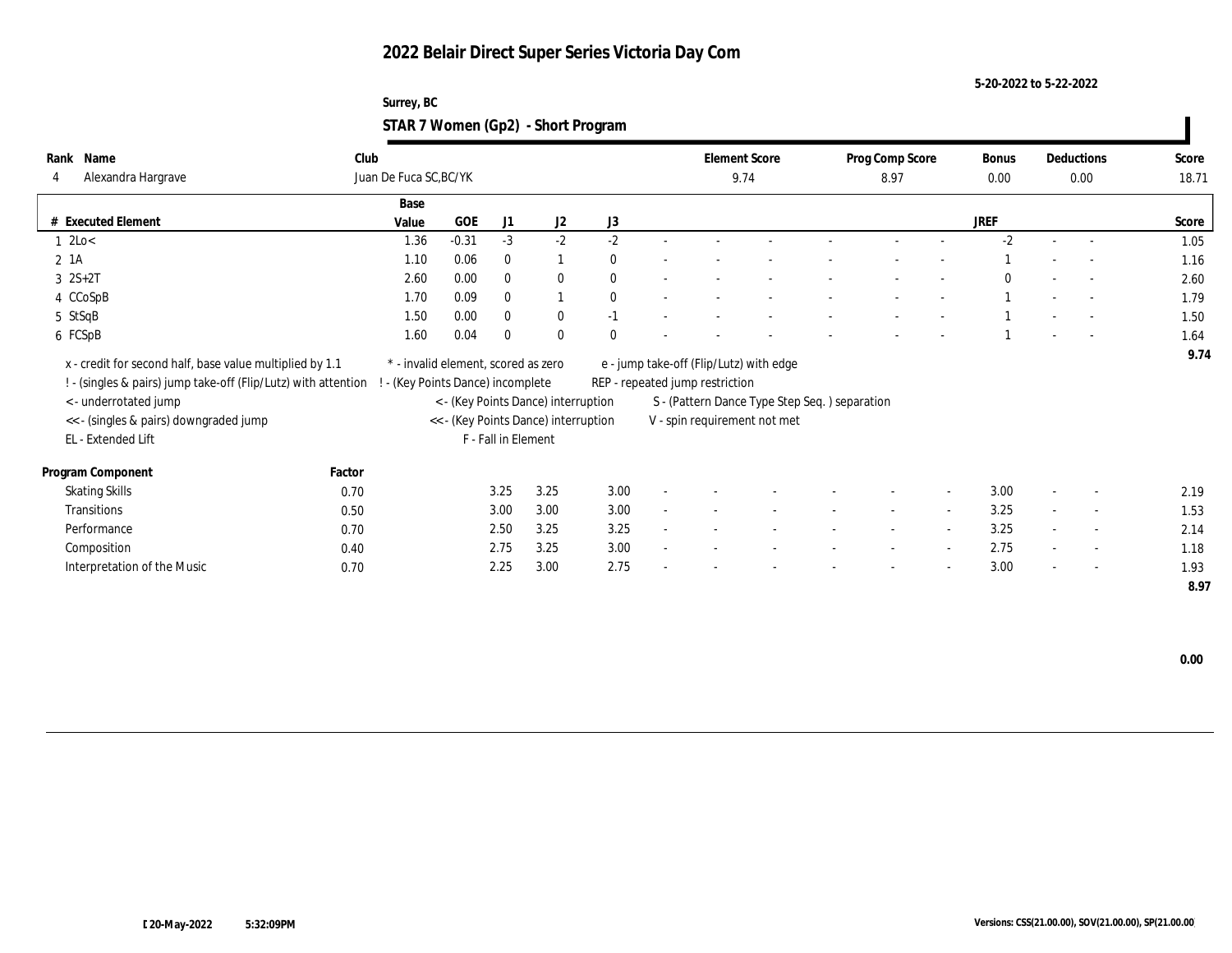# 2022 Belair Direct Super Series Victoria Day Com

5-20-2022 to 5-22-2022

Surrey, BC

## STAR 7 Women (Gp2) - Short Program

| Rank | Name | Club | Element Score | Prog Comp Score | Bonus | Deductions | Score |
|---|---|---|---|---|---|---|---|
| 4 | Alexandra Hargrave | Juan De Fuca SC,BC/YK | 9.74 | 8.97 | 0.00 | 0.00 | 18.71 |

| # | Executed Element | Base Value | GOE | J1 | J2 | J3 | | | | | | | | JREF | | | Score |
|---|---|---|---|---|---|---|---|---|---|---|---|---|---|---|---|---|---|
| 1 | 2Lo< | 1.36 | -0.31 | -3 | -2 | -2 | - | - | - | - | - | - | - | -2 | - | - | 1.05 |
| 2 | 1A | 1.10 | 0.06 | 0 | 1 | 0 | - | - | - | - | - | - | - | 1 | - | - | 1.16 |
| 3 | 2S+2T | 2.60 | 0.00 | 0 | 0 | 0 | - | - | - | - | - | - | - | 0 | - | - | 2.60 |
| 4 | CCoSpB | 1.70 | 0.09 | 0 | 1 | 0 | - | - | - | - | - | - | - | 1 | - | - | 1.79 |
| 5 | StSqB | 1.50 | 0.00 | 0 | 0 | -1 | - | - | - | - | - | - | - | 1 | - | - | 1.50 |
| 6 | FCSpB | 1.60 | 0.04 | 0 | 0 | 0 | - | - | - | - | - | - | - | 1 | - | - | 1.64 |
| | | | | | | | | | | | | | | | | | 9.74 |

x - credit for second half, base value multiplied by 1.1
! - (singles & pairs) jump take-off (Flip/Lutz) with attention
< - underrotated jump
<< - (singles & pairs) downgraded jump
EL - Extended Lift
* - invalid element, scored as zero
! - (Key Points Dance) incomplete
< - (Key Points Dance) interruption
<< - (Key Points Dance) interruption
F - Fall in Element
e - jump take-off (Flip/Lutz) with edge
REP - repeated jump restriction
S - (Pattern Dance Type Step Seq. ) separation
V - spin requirement not met

| Program Component | Factor | J1 | J2 | J3 | | | | | | | | JREF | | | Score |
|---|---|---|---|---|---|---|---|---|---|---|---|---|---|---|---|
| Skating Skills | 0.70 | 3.25 | 3.25 | 3.00 | - | - | - | - | - | - | - | 3.00 | - | - | 2.19 |
| Transitions | 0.50 | 3.00 | 3.00 | 3.00 | - | - | - | - | - | - | - | 3.25 | - | - | 1.53 |
| Performance | 0.70 | 2.50 | 3.25 | 3.25 | - | - | - | - | - | - | - | 3.25 | - | - | 2.14 |
| Composition | 0.40 | 2.75 | 3.25 | 3.00 | - | - | - | - | - | - | - | 2.75 | - | - | 1.18 |
| Interpretation of the Music | 0.70 | 2.25 | 3.00 | 2.75 | - | - | - | - | - | - | - | 3.00 | - | - | 1.93 |
| | | | | | | | | | | | | | | | 8.97 |

0.00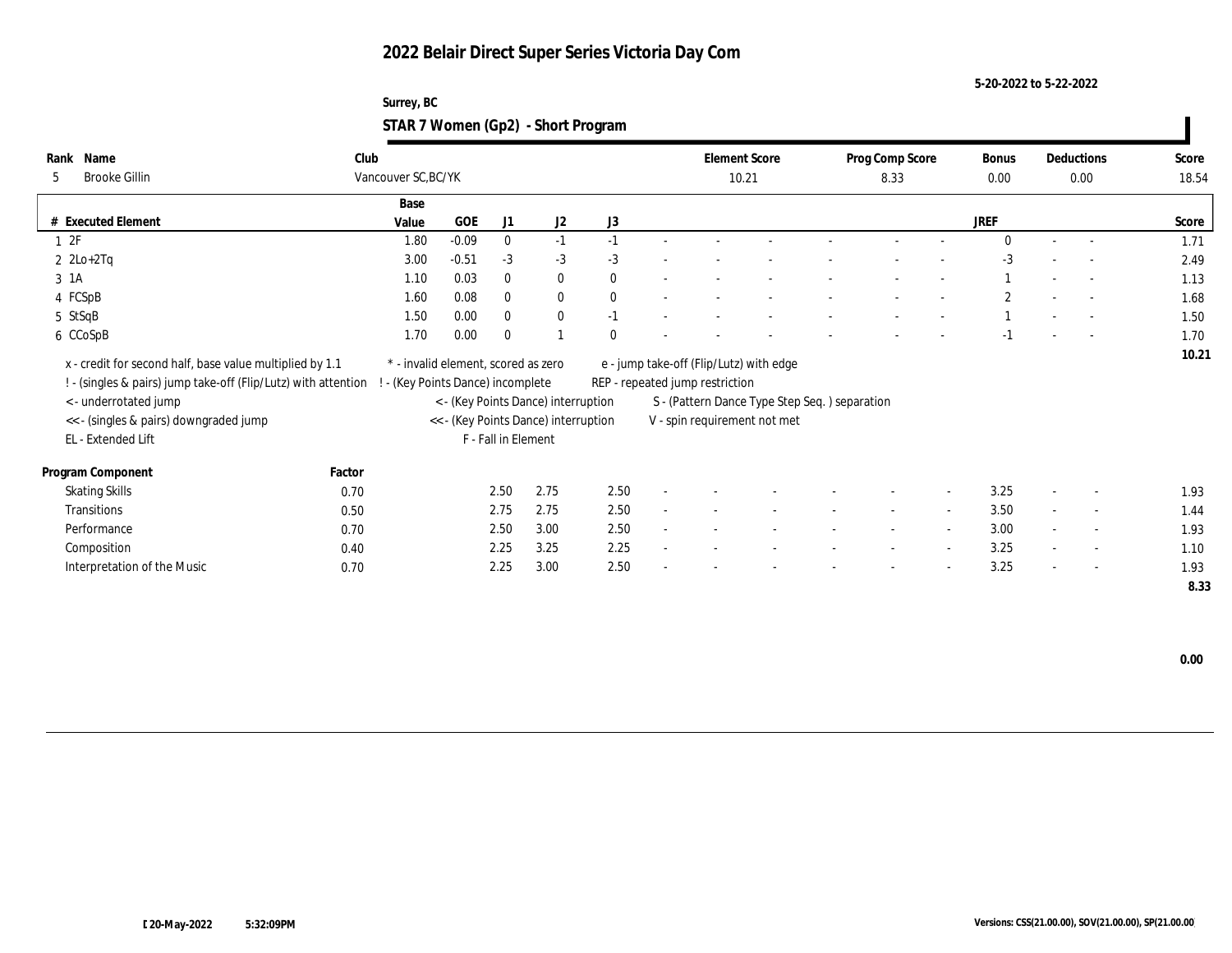# 2022 Belair Direct Super Series Victoria Day Com

5-20-2022 to 5-22-2022

Surrey, BC

## STAR 7 Women (Gp2) - Short Program

| Rank | Name | Club | Element Score | Prog Comp Score | Bonus | Deductions | Score |
|---|---|---|---|---|---|---|---|
| 5 | Brooke Gillin | Vancouver SC,BC/YK | 10.21 | 8.33 | 0.00 | 0.00 | 18.54 |

| # | Executed Element | Base Value | GOE | J1 | J2 | J3 | | | | | | | | | JREF | | | Score |
|---|---|---|---|---|---|---|---|---|---|---|---|---|---|---|---|---|---|---|
| 1 | 2F | 1.80 | -0.09 | 0 | -1 | -1 | - | - | - | - | - | - | - | 0 | - | - | 1.71 |
| 2 | 2Lo+2Tq | 3.00 | -0.51 | -3 | -3 | -3 | - | - | - | - | - | - | - | -3 | - | - | 2.49 |
| 3 | 1A | 1.10 | 0.03 | 0 | 0 | 0 | - | - | - | - | - | - | - | 1 | - | - | 1.13 |
| 4 | FCSpB | 1.60 | 0.08 | 0 | 0 | 0 | - | - | - | - | - | - | - | 2 | - | - | 1.68 |
| 5 | StSqB | 1.50 | 0.00 | 0 | 0 | -1 | - | - | - | - | - | - | - | 1 | - | - | 1.50 |
| 6 | CCoSpB | 1.70 | 0.00 | 0 | 1 | 0 | - | - | - | - | - | - | - | -1 | - | - | 1.70 |
| | | | | | | | | | | | | | | | | | 10.21 |

x - credit for second half, base value multiplied by 1.1
! - (singles & pairs) jump take-off (Flip/Lutz) with attention
< - underrotated jump
<< - (singles & pairs) downgraded jump
EL - Extended Lift
* - invalid element, scored as zero
! - (Key Points Dance) incomplete
< - (Key Points Dance) interruption
<< - (Key Points Dance) interruption
F - Fall in Element
e - jump take-off (Flip/Lutz) with edge
REP - repeated jump restriction
S - (Pattern Dance Type Step Seq. ) separation
V - spin requirement not met

| Program Component | Factor | J1 | J2 | J3 | | | | | | | JREF | | | Score |
|---|---|---|---|---|---|---|---|---|---|---|---|---|---|---|
| Skating Skills | 0.70 | 2.50 | 2.75 | 2.50 | - | - | - | - | - | - | 3.25 | - | - | 1.93 |
| Transitions | 0.50 | 2.75 | 2.75 | 2.50 | - | - | - | - | - | - | 3.50 | - | - | 1.44 |
| Performance | 0.70 | 2.50 | 3.00 | 2.50 | - | - | - | - | - | - | 3.00 | - | - | 1.93 |
| Composition | 0.40 | 2.25 | 3.25 | 2.25 | - | - | - | - | - | - | 3.25 | - | - | 1.10 |
| Interpretation of the Music | 0.70 | 2.25 | 3.00 | 2.50 | - | - | - | - | - | - | 3.25 | - | - | 1.93 |
| | | | | | | | | | | | | | | 8.33 |

0.00

20-May-2022 5:32:09PM

Versions: CSS(21.00.00), SOV(21.00.00), SP(21.00.00)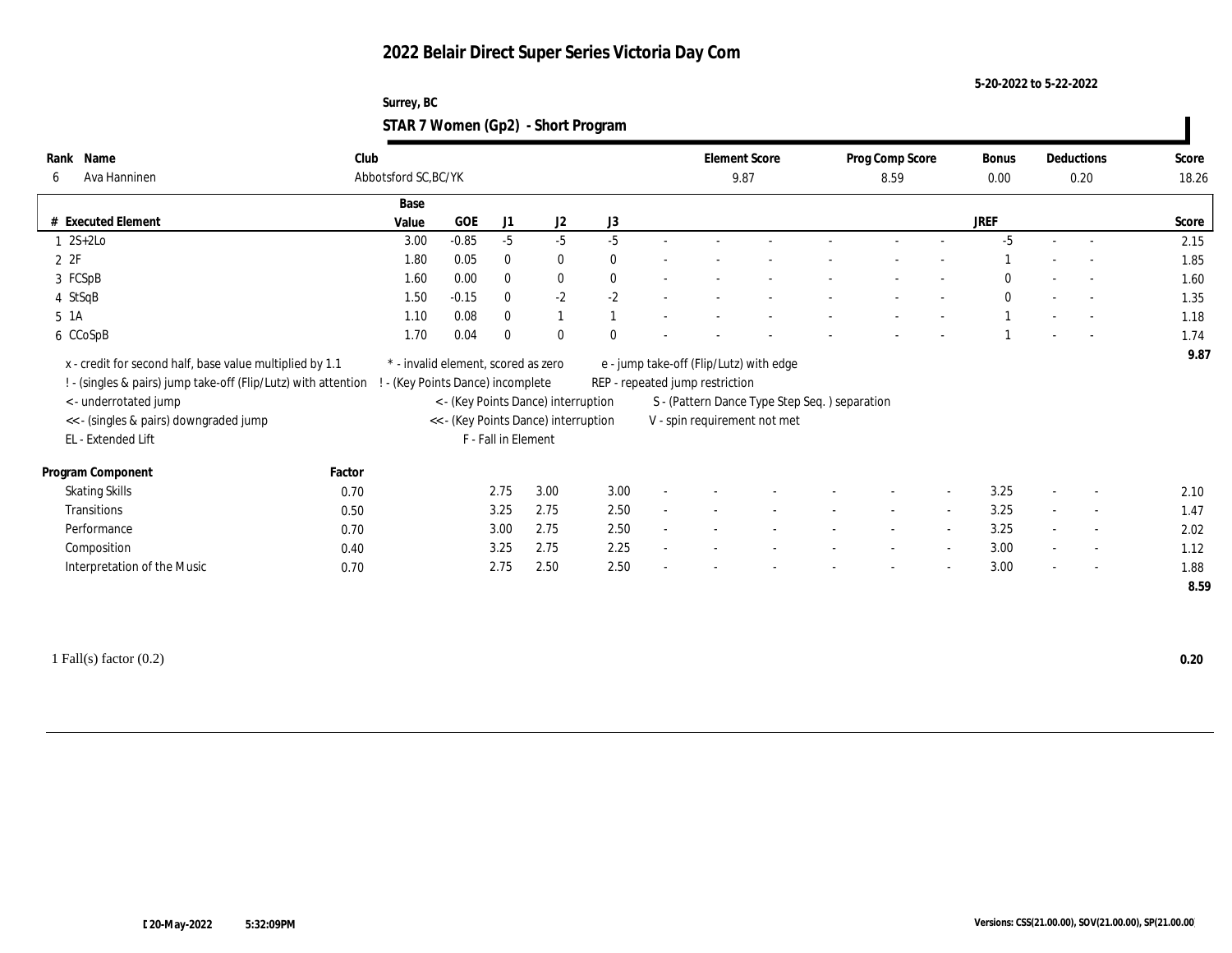# 2022 Belair Direct Super Series Victoria Day Com

5-20-2022 to 5-22-2022

Surrey, BC

## STAR 7 Women (Gp2) - Short Program

| Rank | Name | Club | Element Score | Prog Comp Score | Bonus | Deductions | Score |
|---|---|---|---|---|---|---|---|
| 6 | Ava Hanninen | Abbotsford SC,BC/YK | 9.87 | 8.59 | 0.00 | 0.20 | 18.26 |

| # | Executed Element | Base Value | GOE | J1 | J2 | J3 | | | | | | | | JREF | | | Score |
|---|---|---|---|---|---|---|---|---|---|---|---|---|---|---|---|---|---|
| 1 | 2S+2Lo | 3.00 | -0.85 | -5 | -5 | -5 | - | - | - | - | - | - | - | -5 | - | - | 2.15 |
| 2 | 2F | 1.80 | 0.05 | 0 | 0 | 0 | - | - | - | - | - | - | - | 1 | - | - | 1.85 |
| 3 | FCSpB | 1.60 | 0.00 | 0 | 0 | 0 | - | - | - | - | - | - | - | 0 | - | - | 1.60 |
| 4 | StSqB | 1.50 | -0.15 | 0 | -2 | -2 | - | - | - | - | - | - | - | 0 | - | - | 1.35 |
| 5 | 1A | 1.10 | 0.08 | 0 | 1 | 1 | - | - | - | - | - | - | - | 1 | - | - | 1.18 |
| 6 | CCoSpB | 1.70 | 0.04 | 0 | 0 | 0 | - | - | - | - | - | - | - | 1 | - | - | 1.74 |
| | | | | | | | | | | | | | | | | | 9.87 |

x - credit for second half, base value multiplied by 1.1
! - (singles & pairs) jump take-off (Flip/Lutz) with attention
< - underrotated jump
<< - (singles & pairs) downgraded jump
EL - Extended Lift
\* - invalid element, scored as zero
! - (Key Points Dance) incomplete
< - (Key Points Dance) interruption
<< - (Key Points Dance) interruption
F - Fall in Element
e - jump take-off (Flip/Lutz) with edge
REP - repeated jump restriction
S - (Pattern Dance Type Step Seq. ) separation
V - spin requirement not met

| Program Component | Factor | J1 | J2 | J3 | | | | | | | | JREF | | | Score |
|---|---|---|---|---|---|---|---|---|---|---|---|---|---|---|---|
| Skating Skills | 0.70 | 2.75 | 3.00 | 3.00 | - | - | - | - | - | - | - | 3.25 | - | - | 2.10 |
| Transitions | 0.50 | 3.25 | 2.75 | 2.50 | - | - | - | - | - | - | - | 3.25 | - | - | 1.47 |
| Performance | 0.70 | 3.00 | 2.75 | 2.50 | - | - | - | - | - | - | - | 3.25 | - | - | 2.02 |
| Composition | 0.40 | 3.25 | 2.75 | 2.25 | - | - | - | - | - | - | - | 3.00 | - | - | 1.12 |
| Interpretation of the Music | 0.70 | 2.75 | 2.50 | 2.50 | - | - | - | - | - | - | - | 3.00 | - | - | 1.88 |
| | | | | | | | | | | | | | | | 8.59 |

1 Fall(s) factor (0.2) **0.20**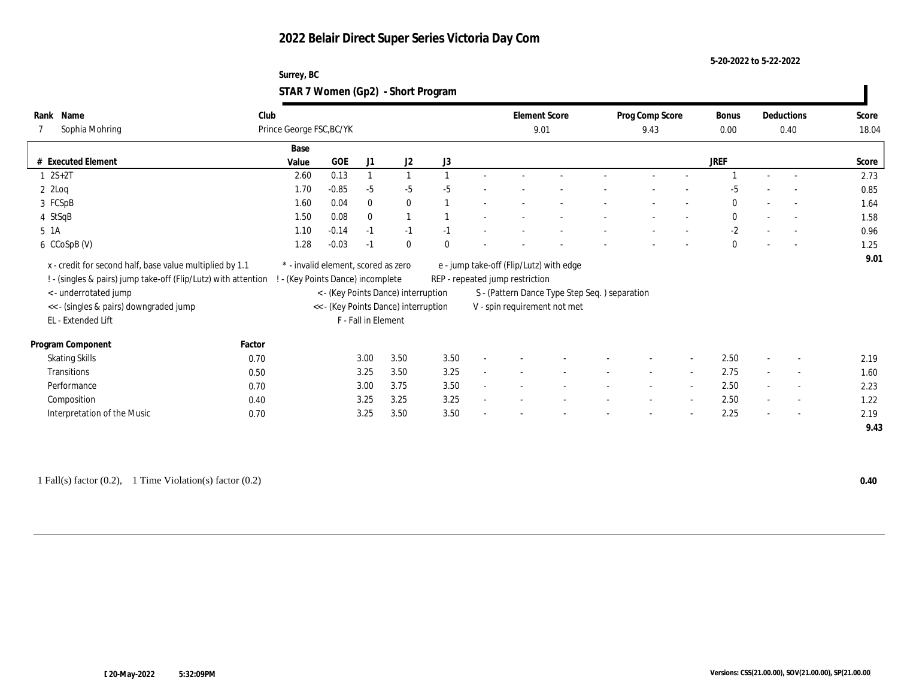# 2022 Belair Direct Super Series Victoria Day Com

5-20-2022 to 5-22-2022

Surrey, BC

## STAR 7 Women (Gp2) - Short Program

| Rank | Name | Club | Element Score | Prog Comp Score | Bonus | Deductions | Score |
|---|---|---|---|---|---|---|---|
| 7 | Sophia Mohring | Prince George FSC,BC/YK | 9.01 | 9.43 | 0.00 | 0.40 | 18.04 |

| # | Executed Element | Base Value | GOE | J1 | J2 | J3 | | | | | | | | | JREF | | | Score |
|---|---|---|---|---|---|---|---|---|---|---|---|---|---|---|---|---|---|---|
| 1 | 2S+2T | 2.60 | 0.13 | 1 | 1 | 1 | - | - | - | - | - | - | - | 1 | - | - | | 2.73 |
| 2 | 2Loq | 1.70 | -0.85 | -5 | -5 | -5 | - | - | - | - | - | - | - | -5 | - | - | | 0.85 |
| 3 | FCSpB | 1.60 | 0.04 | 0 | 0 | 1 | - | - | - | - | - | - | - | 0 | - | - | | 1.64 |
| 4 | StSqB | 1.50 | 0.08 | 0 | 1 | 1 | - | - | - | - | - | - | - | 0 | - | - | | 1.58 |
| 5 | 1A | 1.10 | -0.14 | -1 | -1 | -1 | - | - | - | - | - | - | - | -2 | - | - | | 0.96 |
| 6 | CCoSpB (V) | 1.28 | -0.03 | -1 | 0 | 0 | - | - | - | - | - | - | - | 0 | - | - | | 1.25 |
| | | | | | | | | | | | | | | | | | | 9.01 |

x - credit for second half, base value multiplied by 1.1
! - (singles & pairs) jump take-off (Flip/Lutz) with attention
< - underrotated jump
<< - (singles & pairs) downgraded jump
EL - Extended Lift
* - invalid element, scored as zero
! - (Key Points Dance) incomplete
< - (Key Points Dance) interruption
<< - (Key Points Dance) interruption
F - Fall in Element
e - jump take-off (Flip/Lutz) with edge
REP - repeated jump restriction
S - (Pattern Dance Type Step Seq. ) separation
V - spin requirement not met

| Program Component | Factor | J1 | J2 | J3 | | | | | | | | JREF | | | Score |
|---|---|---|---|---|---|---|---|---|---|---|---|---|---|---|---|
| Skating Skills | 0.70 | 3.00 | 3.50 | 3.50 | - | - | - | - | - | - | - | 2.50 | - | - | 2.19 |
| Transitions | 0.50 | 3.25 | 3.50 | 3.25 | - | - | - | - | - | - | - | 2.75 | - | - | 1.60 |
| Performance | 0.70 | 3.00 | 3.75 | 3.50 | - | - | - | - | - | - | - | 2.50 | - | - | 2.23 |
| Composition | 0.40 | 3.25 | 3.25 | 3.25 | - | - | - | - | - | - | - | 2.50 | - | - | 1.22 |
| Interpretation of the Music | 0.70 | 3.25 | 3.50 | 3.50 | - | - | - | - | - | - | - | 2.25 | - | - | 2.19 |
| | | | | | | | | | | | | | | | 9.43 |

1 Fall(s) factor (0.2), 1 Time Violation(s) factor (0.2) **0.40**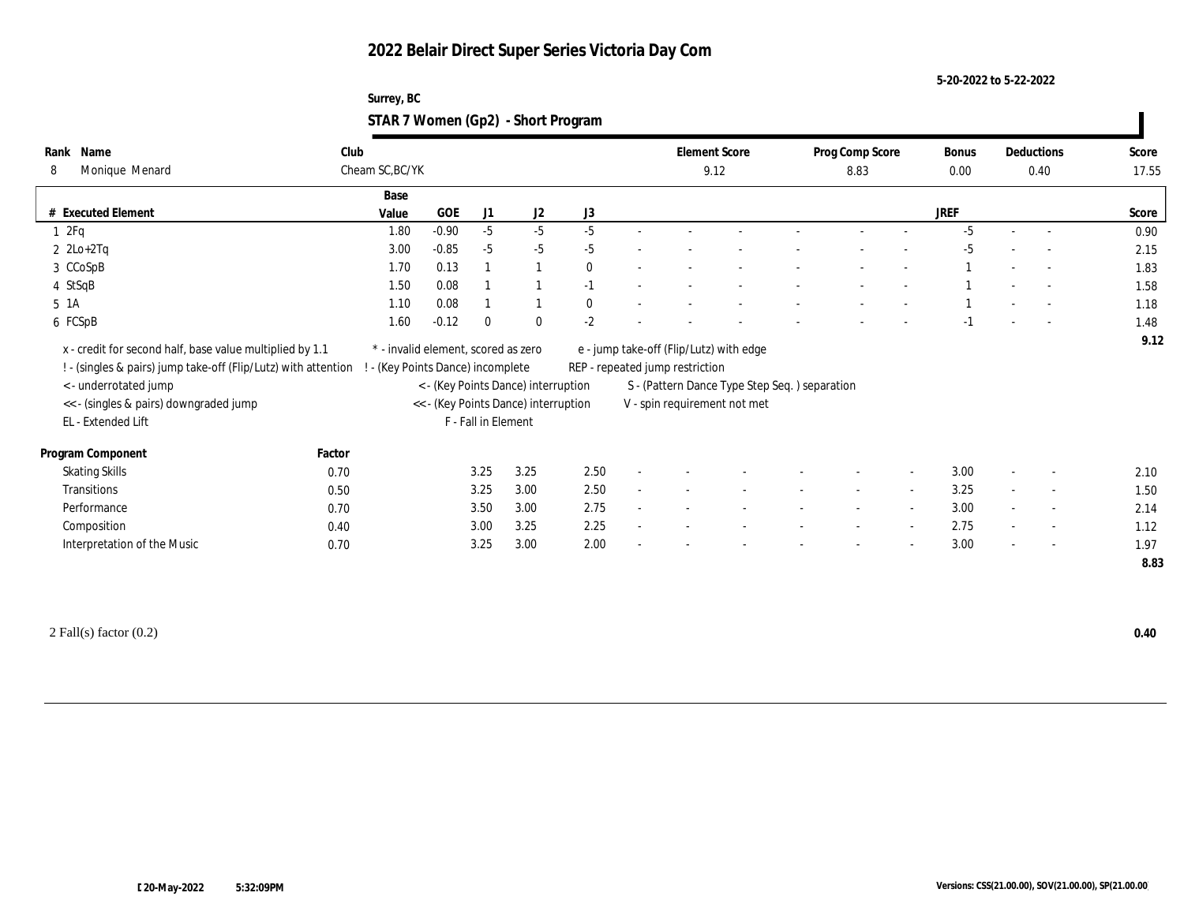# 2022 Belair Direct Super Series Victoria Day Com

5-20-2022 to 5-22-2022

Surrey, BC

## STAR 7 Women (Gp2) - Short Program

| Rank | Name | Club | Element Score | Prog Comp Score | Bonus | Deductions | Score |
|---|---|---|---|---|---|---|---|
| 8 | Monique Menard | Cheam SC,BC/YK | 9.12 | 8.83 | 0.00 | 0.40 | 17.55 |

| # | Executed Element | Base Value | GOE | J1 | J2 | J3 | | | | | | | | | JREF | | | Score |
|---|---|---|---|---|---|---|---|---|---|---|---|---|---|---|---|---|---|---|
| 1 | 2Fq | 1.80 | -0.90 | -5 | -5 | -5 | - | - | - | - | - | - | - | - | -5 | - | - | 0.90 |
| 2 | 2Lo+2Tq | 3.00 | -0.85 | -5 | -5 | -5 | - | - | - | - | - | - | - | - | -5 | - | - | 2.15 |
| 3 | CCoSpB | 1.70 | 0.13 | 1 | 1 | 0 | - | - | - | - | - | - | - | - | 1 | - | - | 1.83 |
| 4 | StSqB | 1.50 | 0.08 | 1 | 1 | -1 | - | - | - | - | - | - | - | - | 1 | - | - | 1.58 |
| 5 | 1A | 1.10 | 0.08 | 1 | 1 | 0 | - | - | - | - | - | - | - | - | 1 | - | - | 1.18 |
| 6 | FCSpB | 1.60 | -0.12 | 0 | 0 | -2 | - | - | - | - | - | - | - | - | -1 | - | - | 1.48 |
| | | | | | | | | | | | | | | | | | | 9.12 |

x - credit for second half, base value multiplied by 1.1
! - (singles & pairs) jump take-off (Flip/Lutz) with attention
< - underrotated jump
<< - (singles & pairs) downgraded jump
EL - Extended Lift
\* - invalid element, scored as zero
! - (Key Points Dance) incomplete
< - (Key Points Dance) interruption
<< - (Key Points Dance) interruption
F - Fall in Element
e - jump take-off (Flip/Lutz) with edge
REP - repeated jump restriction
S - (Pattern Dance Type Step Seq. ) separation
V - spin requirement not met

| Program Component | Factor | J1 | J2 | J3 | | | | | | | | | JREF | | | Score |
|---|---|---|---|---|---|---|---|---|---|---|---|---|---|---|---|---|
| Skating Skills | 0.70 | 3.25 | 3.25 | 2.50 | - | - | - | - | - | - | - | - | 3.00 | - | - | 2.10 |
| Transitions | 0.50 | 3.25 | 3.00 | 2.50 | - | - | - | - | - | - | - | - | 3.25 | - | - | 1.50 |
| Performance | 0.70 | 3.50 | 3.00 | 2.75 | - | - | - | - | - | - | - | - | 3.00 | - | - | 2.14 |
| Composition | 0.40 | 3.00 | 3.25 | 2.25 | - | - | - | - | - | - | - | - | 2.75 | - | - | 1.12 |
| Interpretation of the Music | 0.70 | 3.25 | 3.00 | 2.00 | - | - | - | - | - | - | - | - | 3.00 | - | - | 1.97 |
| | | | | | | | | | | | | | | | | 8.83 |

2 Fall(s) factor (0.2) **0.40**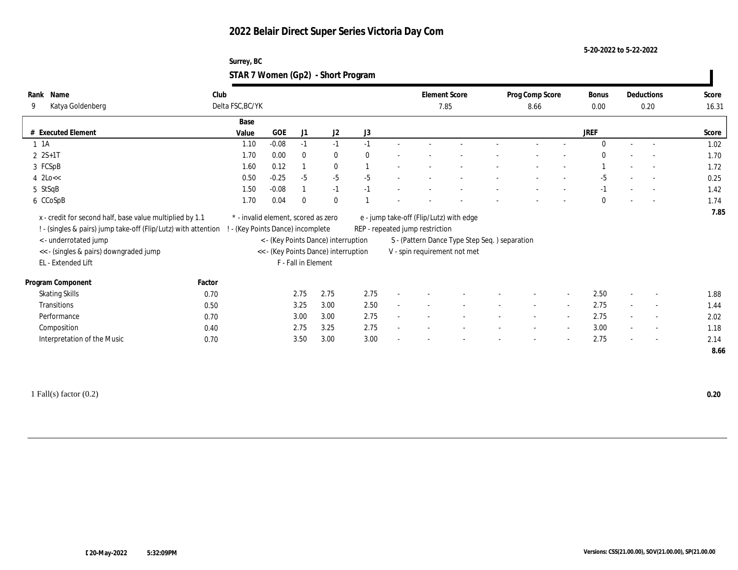# 2022 Belair Direct Super Series Victoria Day Com

5-20-2022 to 5-22-2022

Surrey, BC

## STAR 7 Women (Gp2) - Short Program

| Rank | Name | Club | Element Score | Prog Comp Score | Bonus | Deductions | Score |
|---|---|---|---|---|---|---|---|
| 9 | Katya Goldenberg | Delta FSC,BC/YK | 7.85 | 8.66 | 0.00 | 0.20 | 16.31 |

| # | Executed Element | Base Value | GOE | J1 | J2 | J3 | | | | | | | JREF | | | Score |
|---|---|---|---|---|---|---|---|---|---|---|---|---|---|---|---|---|
| 1 | 1A | 1.10 | -0.08 | -1 | -1 | -1 | - | - | - | - | - | - | 0 | - | - | 1.02 |
| 2 | 2S+1T | 1.70 | 0.00 | 0 | 0 | 0 | - | - | - | - | - | - | 0 | - | - | 1.70 |
| 3 | FCSpB | 1.60 | 0.12 | 1 | 0 | 1 | - | - | - | - | - | - | 1 | - | - | 1.72 |
| 4 | 2Lo<< | 0.50 | -0.25 | -5 | -5 | -5 | - | - | - | - | - | - | -5 | - | - | 0.25 |
| 5 | StSqB | 1.50 | -0.08 | 1 | -1 | -1 | - | - | - | - | - | - | -1 | - | - | 1.42 |
| 6 | CCoSpB | 1.70 | 0.04 | 0 | 0 | 1 | - | - | - | - | - | - | 0 | - | - | 1.74 |
| | | | | | | | | | | | | | | | | 7.85 |

x - credit for second half, base value multiplied by 1.1
! - (singles & pairs) jump take-off (Flip/Lutz) with attention
< - underrotated jump
<< - (singles & pairs) downgraded jump
EL - Extended Lift

* - invalid element, scored as zero
! - (Key Points Dance) incomplete
< - (Key Points Dance) interruption
<< - (Key Points Dance) interruption
F - Fall in Element

e - jump take-off (Flip/Lutz) with edge
REP - repeated jump restriction
S - (Pattern Dance Type Step Seq. ) separation
V - spin requirement not met

| Program Component | Factor | J1 | J2 | J3 | | | | | | | JREF | | | Score |
|---|---|---|---|---|---|---|---|---|---|---|---|---|---|---|
| Skating Skills | 0.70 | 2.75 | 2.75 | 2.75 | - | - | - | - | - | - | 2.50 | - | - | 1.88 |
| Transitions | 0.50 | 3.25 | 3.00 | 2.50 | - | - | - | - | - | - | 2.75 | - | - | 1.44 |
| Performance | 0.70 | 3.00 | 3.00 | 2.75 | - | - | - | - | - | - | 2.75 | - | - | 2.02 |
| Composition | 0.40 | 2.75 | 3.25 | 2.75 | - | - | - | - | - | - | 3.00 | - | - | 1.18 |
| Interpretation of the Music | 0.70 | 3.50 | 3.00 | 3.00 | - | - | - | - | - | - | 2.75 | - | - | 2.14 |
| | | | | | | | | | | | | | | 8.66 |

1 Fall(s) factor (0.2) **0.20**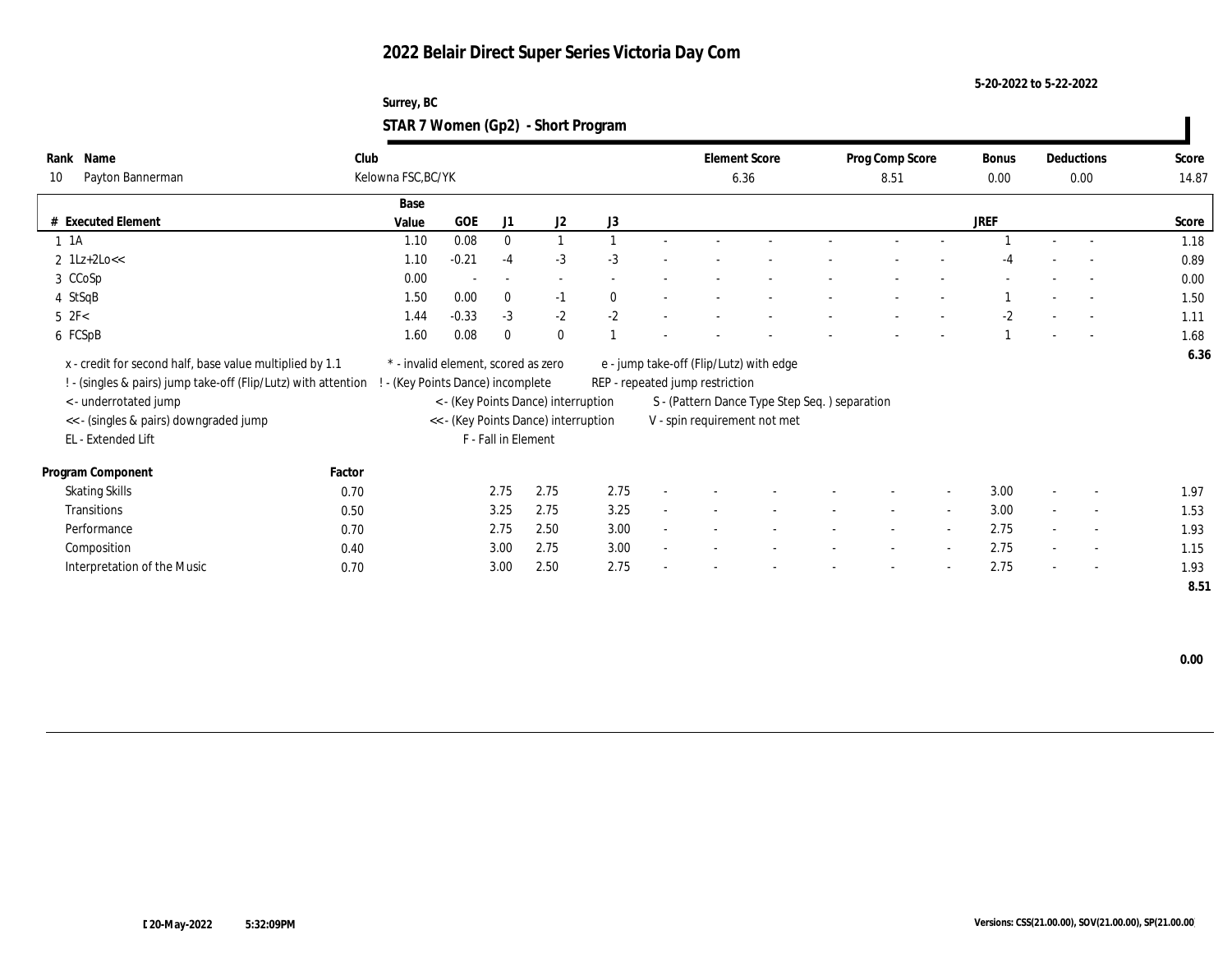# 2022 Belair Direct Super Series Victoria Day Com

5-20-2022 to 5-22-2022

Surrey, BC

## STAR 7 Women (Gp2) - Short Program

| Rank | Name | Club | Element Score | Prog Comp Score | Bonus | Deductions | Score |
|---|---|---|---|---|---|---|---|
| 10 | Payton Bannerman | Kelowna FSC,BC/YK | 6.36 | 8.51 | 0.00 | 0.00 | 14.87 |

| # | Executed Element | Base Value | GOE | J1 | J2 | J3 | | | | | | | | | JREF | | | Score |
|---|---|---|---|---|---|---|---|---|---|---|---|---|---|---|---|---|---|---|
| 1 | 1A | 1.10 | 0.08 | 0 | 1 | 1 | - | - | - | - | - | - | - | - | 1 | - | - | 1.18 |
| 2 | 1Lz+2Lo<< | 1.10 | -0.21 | -4 | -3 | -3 | - | - | - | - | - | - | - | - | -4 | - | - | 0.89 |
| 3 | CCoSp | 0.00 | - | - | - | - | - | - | - | - | - | - | - | - | - | - | - | 0.00 |
| 4 | StSqB | 1.50 | 0.00 | 0 | -1 | 0 | - | - | - | - | - | - | - | - | 1 | - | - | 1.50 |
| 5 | 2F< | 1.44 | -0.33 | -3 | -2 | -2 | - | - | - | - | - | - | - | - | -2 | - | - | 1.11 |
| 6 | FCSpB | 1.60 | 0.08 | 0 | 0 | 1 | - | - | - | - | - | - | - | - | 1 | - | - | 1.68 |
| | | | | | | | | | | | | | | | | | | 6.36 |

x - credit for second half, base value multiplied by 1.1
! - (singles & pairs) jump take-off (Flip/Lutz) with attention
< - underrotated jump
<< - (singles & pairs) downgraded jump
EL - Extended Lift

* - invalid element, scored as zero
! - (Key Points Dance) incomplete
< - (Key Points Dance) interruption
<< - (Key Points Dance) interruption
F - Fall in Element

e - jump take-off (Flip/Lutz) with edge
REP - repeated jump restriction
S - (Pattern Dance Type Step Seq. ) separation
V - spin requirement not met

| Program Component | Factor | J1 | J2 | J3 | | | | | | | | | JREF | | | Score |
|---|---|---|---|---|---|---|---|---|---|---|---|---|---|---|---|---|
| Skating Skills | 0.70 | 2.75 | 2.75 | 2.75 | - | - | - | - | - | - | - | - | 3.00 | - | - | 1.97 |
| Transitions | 0.50 | 3.25 | 2.75 | 3.25 | - | - | - | - | - | - | - | - | 3.00 | - | - | 1.53 |
| Performance | 0.70 | 2.75 | 2.50 | 3.00 | - | - | - | - | - | - | - | - | 2.75 | - | - | 1.93 |
| Composition | 0.40 | 3.00 | 2.75 | 3.00 | - | - | - | - | - | - | - | - | 2.75 | - | - | 1.15 |
| Interpretation of the Music | 0.70 | 3.00 | 2.50 | 2.75 | - | - | - | - | - | - | - | - | 2.75 | - | - | 1.93 |
| | | | | | | | | | | | | | | | | 8.51 |

0.00

20-May-2022 5:32:09PM

Versions: CSS(21.00.00), SOV(21.00.00), SP(21.00.00)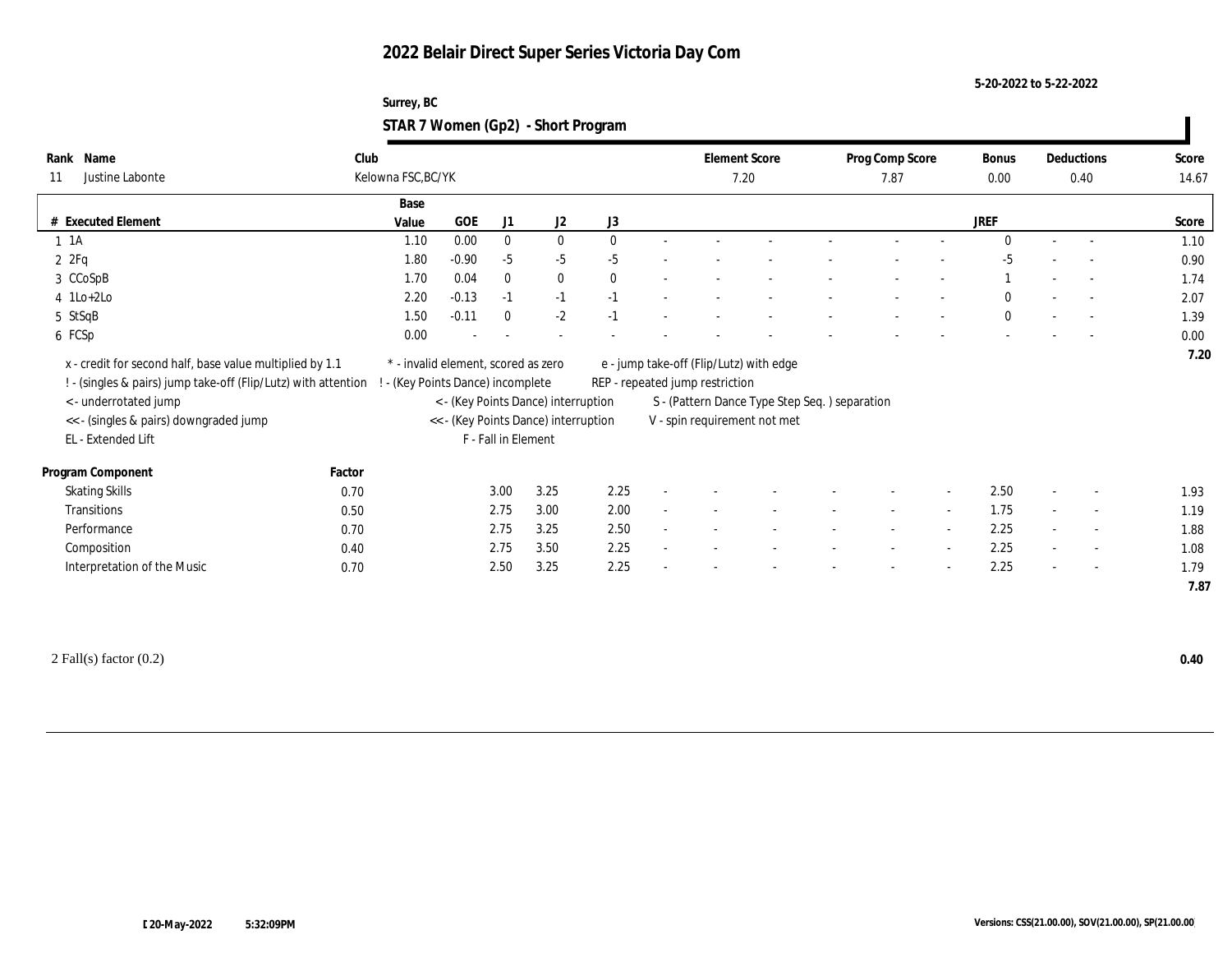# 2022 Belair Direct Super Series Victoria Day Com

5-20-2022 to 5-22-2022

Surrey, BC

## STAR 7 Women (Gp2) - Short Program

| Rank | Name | Club | Element Score | Prog Comp Score | Bonus | Deductions | Score |
|---|---|---|---|---|---|---|---|
| 11 | Justine Labonte | Kelowna FSC,BC/YK | 7.20 | 7.87 | 0.00 | 0.40 | 14.67 |

| # | Executed Element | Base Value | GOE | J1 | J2 | J3 | | | | | | | | | JREF | | | Score |
|---|---|---|---|---|---|---|---|---|---|---|---|---|---|---|---|---|---|---|
| 1 | 1A | 1.10 | 0.00 | 0 | 0 | 0 | - | - | - | - | - | - | - | 0 | - | - | 1.10 |
| 2 | 2Fq | 1.80 | -0.90 | -5 | -5 | -5 | - | - | - | - | - | - | - | -5 | - | - | 0.90 |
| 3 | CCoSpB | 1.70 | 0.04 | 0 | 0 | 0 | - | - | - | - | - | - | - | 1 | - | - | 1.74 |
| 4 | 1Lo+2Lo | 2.20 | -0.13 | -1 | -1 | -1 | - | - | - | - | - | - | - | 0 | - | - | 2.07 |
| 5 | StSqB | 1.50 | -0.11 | 0 | -2 | -1 | - | - | - | - | - | - | - | 0 | - | - | 1.39 |
| 6 | FCSp | 0.00 | - | - | - | - | - | - | - | - | - | - | - | - | - | - | 0.00 |
| | | | | | | | | | | | | | | | | | 7.20 |

x - credit for second half, base value multiplied by 1.1
! - (singles & pairs) jump take-off (Flip/Lutz) with attention
< - underrotated jump
<< - (singles & pairs) downgraded jump
EL - Extended Lift
* - invalid element, scored as zero
! - (Key Points Dance) incomplete
< - (Key Points Dance) interruption
<< - (Key Points Dance) interruption
F - Fall in Element
e - jump take-off (Flip/Lutz) with edge
REP - repeated jump restriction
S - (Pattern Dance Type Step Seq. ) separation
V - spin requirement not met

| Program Component | Factor | J1 | J2 | J3 | | | | | | | | JREF | | | Score |
|---|---|---|---|---|---|---|---|---|---|---|---|---|---|---|---|
| Skating Skills | 0.70 | 3.00 | 3.25 | 2.25 | - | - | - | - | - | - | 2.50 | - | - | 1.93 |
| Transitions | 0.50 | 2.75 | 3.00 | 2.00 | - | - | - | - | - | - | 1.75 | - | - | 1.19 |
| Performance | 0.70 | 2.75 | 3.25 | 2.50 | - | - | - | - | - | - | 2.25 | - | - | 1.88 |
| Composition | 0.40 | 2.75 | 3.50 | 2.25 | - | - | - | - | - | - | 2.25 | - | - | 1.08 |
| Interpretation of the Music | 0.70 | 2.50 | 3.25 | 2.25 | - | - | - | - | - | - | 2.25 | - | - | 1.79 |
| | | | | | | | | | | | | | | 7.87 |

2 Fall(s) factor (0.2) **0.40**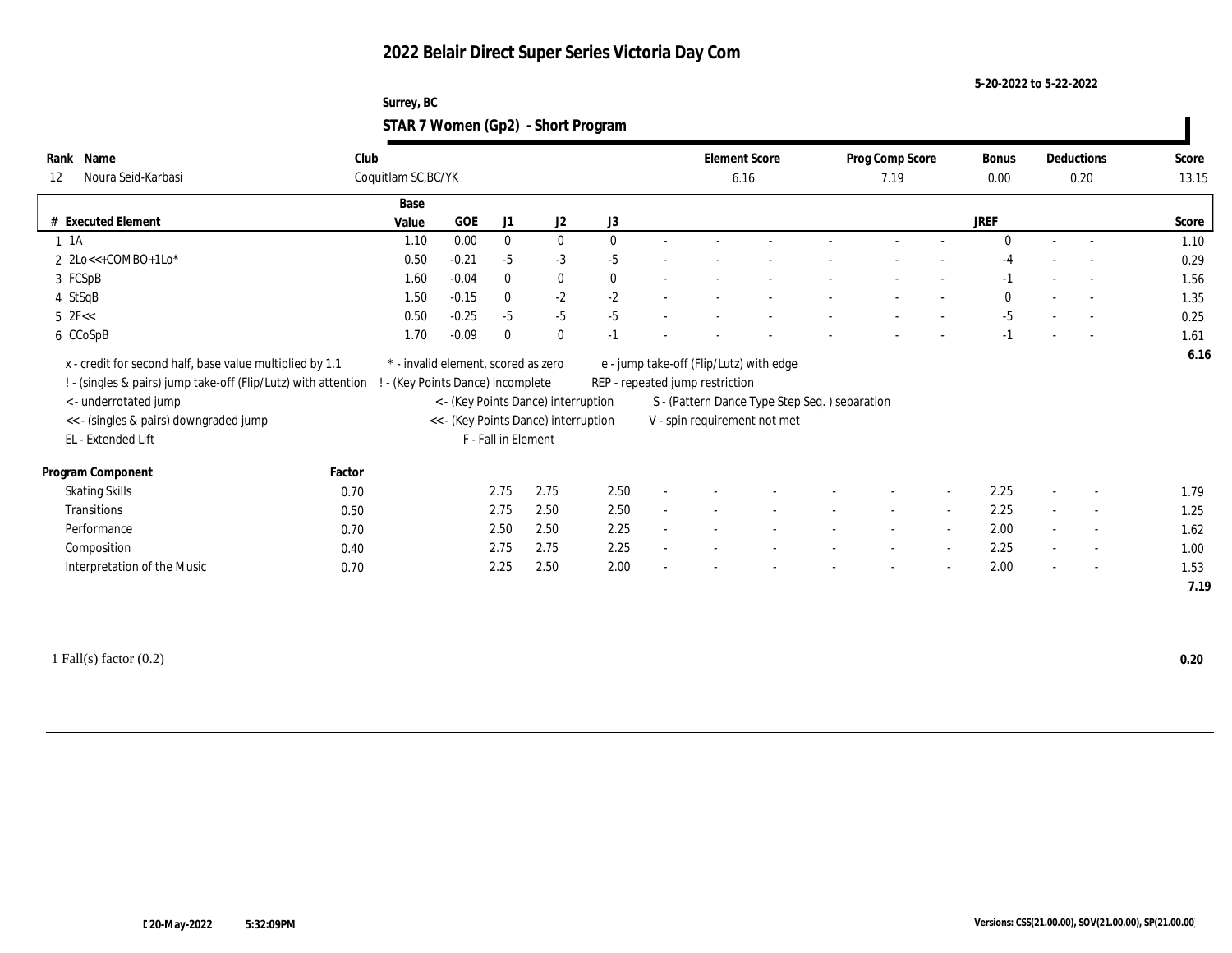# 2022 Belair Direct Super Series Victoria Day Com

5-20-2022 to 5-22-2022

Surrey, BC

## STAR 7 Women (Gp2) - Short Program

| Rank | Name | Club | Element Score | Prog Comp Score | Bonus | Deductions | Score |
|---|---|---|---|---|---|---|---|
| 12 | Noura Seid-Karbasi | Coquitlam SC,BC/YK | 6.16 | 7.19 | 0.00 | 0.20 | 13.15 |

| # | Executed Element | Base Value | GOE | J1 | J2 | J3 | | | | | | | | | JREF | | | Score |
|---|---|---|---|---|---|---|---|---|---|---|---|---|---|---|---|---|---|---|
| 1 | 1A | 1.10 | 0.00 | 0 | 0 | 0 | - | - | - | - | - | - | - | - | 0 | - | - | 1.10 |
| 2 | 2Lo<<+COMBO+1Lo* | 0.50 | -0.21 | -5 | -3 | -5 | - | - | - | - | - | - | - | - | -4 | - | - | 0.29 |
| 3 | FCSpB | 1.60 | -0.04 | 0 | 0 | 0 | - | - | - | - | - | - | - | - | -1 | - | - | 1.56 |
| 4 | StSqB | 1.50 | -0.15 | 0 | -2 | -2 | - | - | - | - | - | - | - | - | 0 | - | - | 1.35 |
| 5 | 2F<< | 0.50 | -0.25 | -5 | -5 | -5 | - | - | - | - | - | - | - | - | -5 | - | - | 0.25 |
| 6 | CCoSpB | 1.70 | -0.09 | 0 | 0 | -1 | - | - | - | - | - | - | - | - | -1 | - | - | 1.61 |
| | | | | | | | | | | | | | | | | | | 6.16 |

x - credit for second half, base value multiplied by 1.1
! - (singles & pairs) jump take-off (Flip/Lutz) with attention
< - underrotated jump
<< - (singles & pairs) downgraded jump
EL - Extended Lift
* - invalid element, scored as zero
! - (Key Points Dance) incomplete
< - (Key Points Dance) interruption
<< - (Key Points Dance) interruption
F - Fall in Element
e - jump take-off (Flip/Lutz) with edge
REP - repeated jump restriction
S - (Pattern Dance Type Step Seq. ) separation
V - spin requirement not met

| Program Component | Factor | J1 | J2 | J3 | | | | | | | | | JREF | | | Score |
|---|---|---|---|---|---|---|---|---|---|---|---|---|---|---|---|---|
| Skating Skills | 0.70 | 2.75 | 2.75 | 2.50 | - | - | - | - | - | - | - | - | 2.25 | - | - | 1.79 |
| Transitions | 0.50 | 2.75 | 2.50 | 2.50 | - | - | - | - | - | - | - | - | 2.25 | - | - | 1.25 |
| Performance | 0.70 | 2.50 | 2.50 | 2.25 | - | - | - | - | - | - | - | - | 2.00 | - | - | 1.62 |
| Composition | 0.40 | 2.75 | 2.75 | 2.25 | - | - | - | - | - | - | - | - | 2.25 | - | - | 1.00 |
| Interpretation of the Music | 0.70 | 2.25 | 2.50 | 2.00 | - | - | - | - | - | - | - | - | 2.00 | - | - | 1.53 |
| | | | | | | | | | | | | | | | | 7.19 |

1 Fall(s) factor (0.2) **0.20**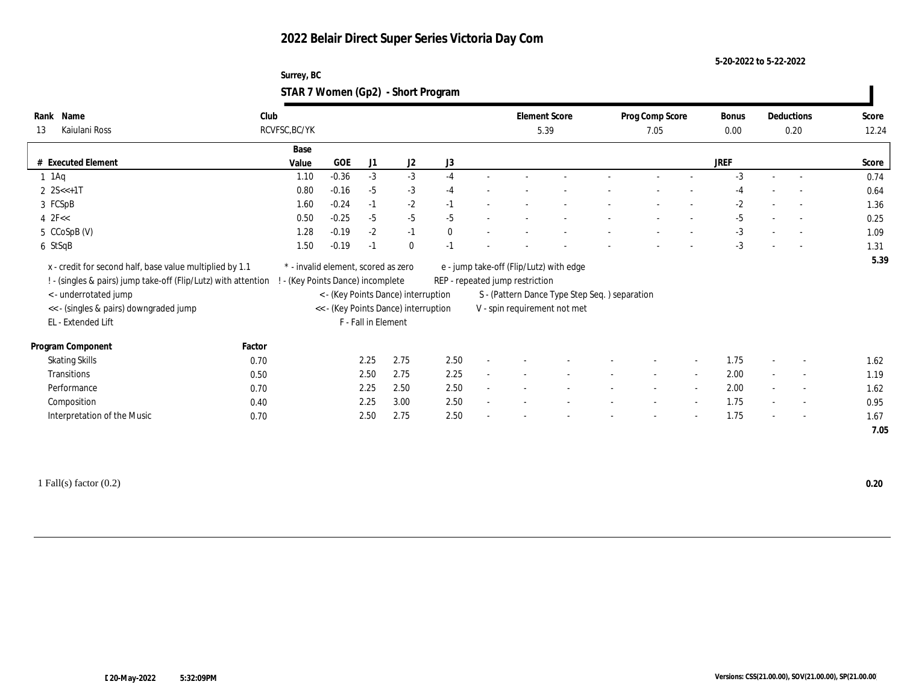# 2022 Belair Direct Super Series Victoria Day Com

5-20-2022 to 5-22-2022

Surrey, BC

## STAR 7 Women (Gp2) - Short Program

| Rank | Name | Club | Element Score | Prog Comp Score | Bonus | Deductions | Score |
|---|---|---|---|---|---|---|---|
| 13 | Kaiulani Ross | RCVFSC,BC/YK | 5.39 | 7.05 | 0.00 | 0.20 | 12.24 |

| # | Executed Element | Base Value | GOE | J1 | J2 | J3 | | | | | | | JREF | | | Score |
|---|---|---|---|---|---|---|---|---|---|---|---|---|---|---|---|---|
| 1 | 1Aq | 1.10 | -0.36 | -3 | -3 | -4 | - | - | - | - | - | - | -3 | - | - | 0.74 |
| 2 | 2S<<+1T | 0.80 | -0.16 | -5 | -3 | -4 | - | - | - | - | - | - | -4 | - | - | 0.64 |
| 3 | FCSpB | 1.60 | -0.24 | -1 | -2 | -1 | - | - | - | - | - | - | -2 | - | - | 1.36 |
| 4 | 2F<< | 0.50 | -0.25 | -5 | -5 | -5 | - | - | - | - | - | - | -5 | - | - | 0.25 |
| 5 | CCoSpB (V) | 1.28 | -0.19 | -2 | -1 | 0 | - | - | - | - | - | - | -3 | - | - | 1.09 |
| 6 | StSqB | 1.50 | -0.19 | -1 | 0 | -1 | - | - | - | - | - | - | -3 | - | - | 1.31 |
| | | | | | | | | | | | | | | | | 5.39 |

x - credit for second half, base value multiplied by 1.1
! - (singles & pairs) jump take-off (Flip/Lutz) with attention
< - underrotated jump
<< - (singles & pairs) downgraded jump
EL - Extended Lift
\* - invalid element, scored as zero
! - (Key Points Dance) incomplete
< - (Key Points Dance) interruption
<< - (Key Points Dance) interruption
F - Fall in Element
e - jump take-off (Flip/Lutz) with edge
REP - repeated jump restriction
S - (Pattern Dance Type Step Seq. ) separation
V - spin requirement not met

| Program Component | Factor | J1 | J2 | J3 | | | | | | | JREF | | | Score |
|---|---|---|---|---|---|---|---|---|---|---|---|---|---|---|
| Skating Skills | 0.70 | 2.25 | 2.75 | 2.50 | - | - | - | - | - | - | 1.75 | - | - | 1.62 |
| Transitions | 0.50 | 2.50 | 2.75 | 2.25 | - | - | - | - | - | - | 2.00 | - | - | 1.19 |
| Performance | 0.70 | 2.25 | 2.50 | 2.50 | - | - | - | - | - | - | 2.00 | - | - | 1.62 |
| Composition | 0.40 | 2.25 | 3.00 | 2.50 | - | - | - | - | - | - | 1.75 | - | - | 0.95 |
| Interpretation of the Music | 0.70 | 2.50 | 2.75 | 2.50 | - | - | - | - | - | - | 1.75 | - | - | 1.67 |
| | | | | | | | | | | | | | | 7.05 |

1 Fall(s) factor (0.2) **0.20**

20-May-2022 5:32:09PM

Versions: CSS(21.00.00), SOV(21.00.00), SP(21.00.00)